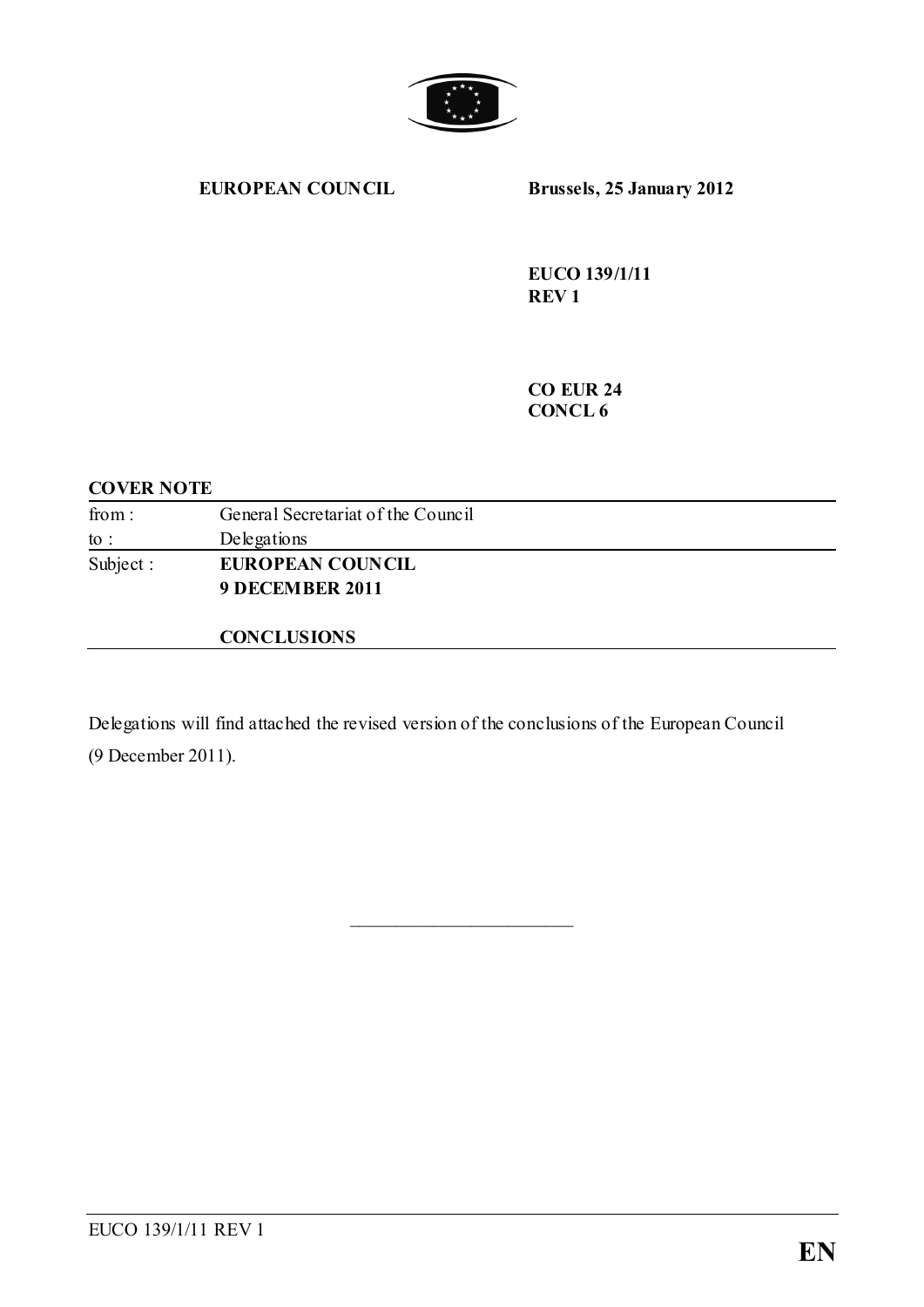**EUROPEAN COUNCIL** **Brussels, 25 January 2012**

**EUCO 139/1/11**
**REV 1**

**CO EUR 24**
**CONCL 6**

**COVER NOTE**

| | |
|---|---|
| from : | General Secretariat of the Council |
| to : | Delegations |
| Subject : | **EUROPEAN COUNCIL** **9 DECEMBER 2011** **CONCLUSIONS** |

Delegations will find attached the revised version of the conclusions of the European Council (9 December 2011).

\_\_\_\_\_\_\_\_\_\_\_\_\_\_\_\_\_\_\_\_\_\_\_\_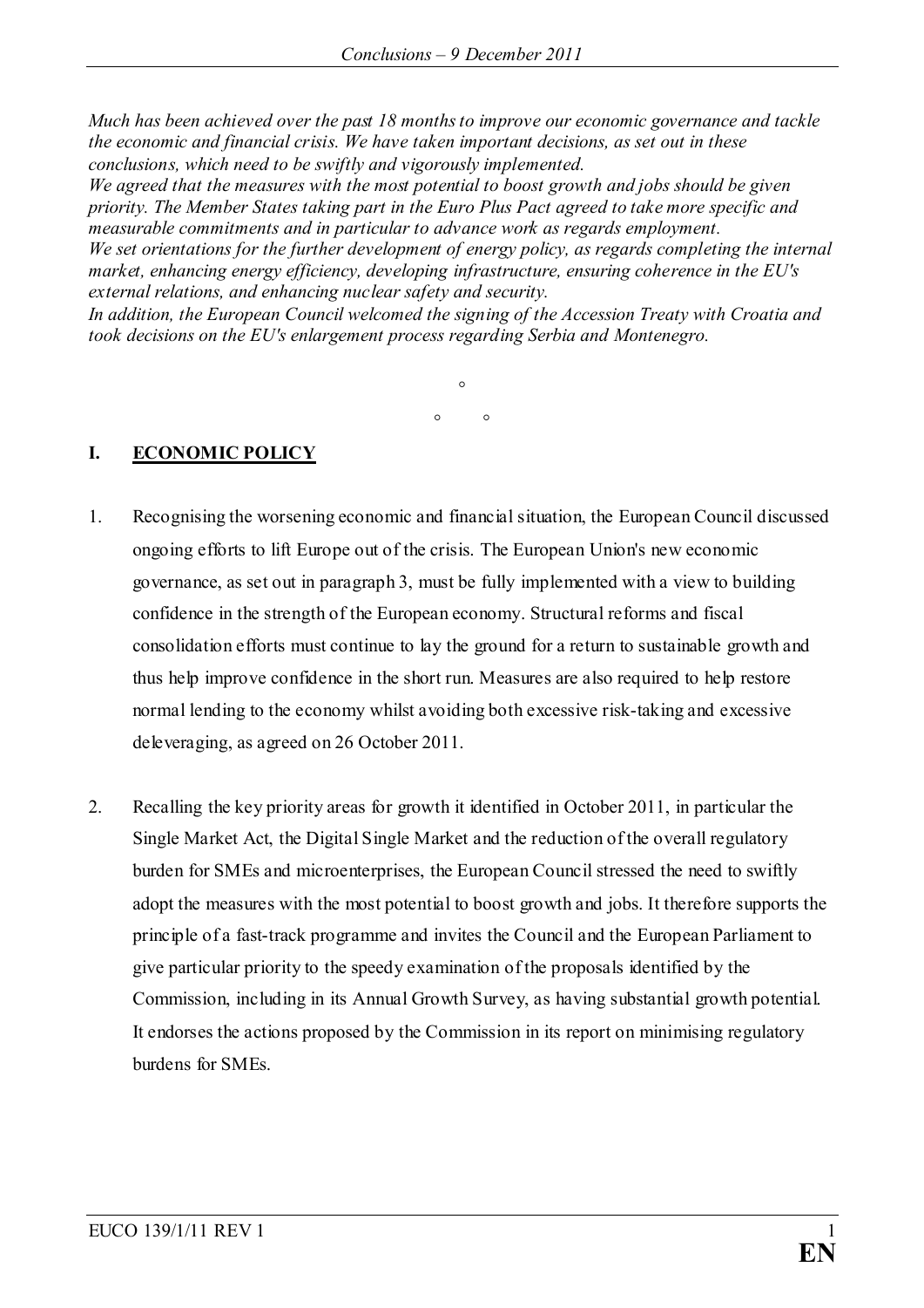*Much has been achieved over the past 18 months to improve our economic governance and tackle the economic and financial crisis. We have taken important decisions, as set out in these conclusions, which need to be swiftly and vigorously implemented.*
*We agreed that the measures with the most potential to boost growth and jobs should be given priority. The Member States taking part in the Euro Plus Pact agreed to take more specific and measurable commitments and in particular to advance work as regards employment.*
*We set orientations for the further development of energy policy, as regards completing the internal market, enhancing energy efficiency, developing infrastructure, ensuring coherence in the EU's external relations, and enhancing nuclear safety and security.*
*In addition, the European Council welcomed the signing of the Accession Treaty with Croatia and took decisions on the EU's enlargement process regarding Serbia and Montenegro.*

°

° °

## I. ECONOMIC POLICY

1. Recognising the worsening economic and financial situation, the European Council discussed ongoing efforts to lift Europe out of the crisis. The European Union's new economic governance, as set out in paragraph 3, must be fully implemented with a view to building confidence in the strength of the European economy. Structural reforms and fiscal consolidation efforts must continue to lay the ground for a return to sustainable growth and thus help improve confidence in the short run. Measures are also required to help restore normal lending to the economy whilst avoiding both excessive risk-taking and excessive deleveraging, as agreed on 26 October 2011.

2. Recalling the key priority areas for growth it identified in October 2011, in particular the Single Market Act, the Digital Single Market and the reduction of the overall regulatory burden for SMEs and microenterprises, the European Council stressed the need to swiftly adopt the measures with the most potential to boost growth and jobs. It therefore supports the principle of a fast-track programme and invites the Council and the European Parliament to give particular priority to the speedy examination of the proposals identified by the Commission, including in its Annual Growth Survey, as having substantial growth potential. It endorses the actions proposed by the Commission in its report on minimising regulatory burdens for SMEs.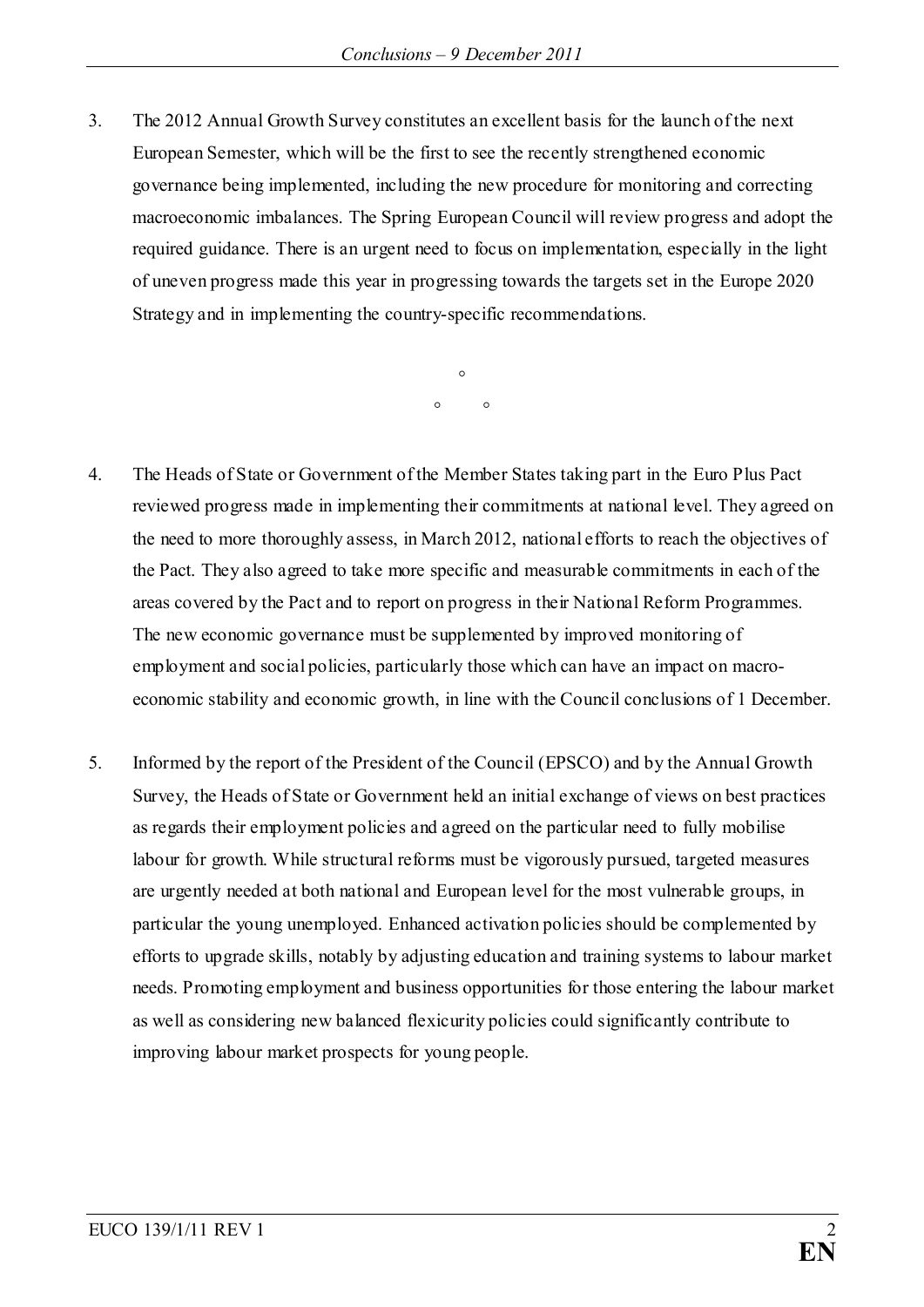3. The 2012 Annual Growth Survey constitutes an excellent basis for the launch of the next European Semester, which will be the first to see the recently strengthened economic governance being implemented, including the new procedure for monitoring and correcting macroeconomic imbalances. The Spring European Council will review progress and adopt the required guidance. There is an urgent need to focus on implementation, especially in the light of uneven progress made this year in progressing towards the targets set in the Europe 2020 Strategy and in implementing the country-specific recommendations.

°

° °

4. The Heads of State or Government of the Member States taking part in the Euro Plus Pact reviewed progress made in implementing their commitments at national level. They agreed on the need to more thoroughly assess, in March 2012, national efforts to reach the objectives of the Pact. They also agreed to take more specific and measurable commitments in each of the areas covered by the Pact and to report on progress in their National Reform Programmes. The new economic governance must be supplemented by improved monitoring of employment and social policies, particularly those which can have an impact on macro-economic stability and economic growth, in line with the Council conclusions of 1 December.

5. Informed by the report of the President of the Council (EPSCO) and by the Annual Growth Survey, the Heads of State or Government held an initial exchange of views on best practices as regards their employment policies and agreed on the particular need to fully mobilise labour for growth. While structural reforms must be vigorously pursued, targeted measures are urgently needed at both national and European level for the most vulnerable groups, in particular the young unemployed. Enhanced activation policies should be complemented by efforts to upgrade skills, notably by adjusting education and training systems to labour market needs. Promoting employment and business opportunities for those entering the labour market as well as considering new balanced flexicurity policies could significantly contribute to improving labour market prospects for young people.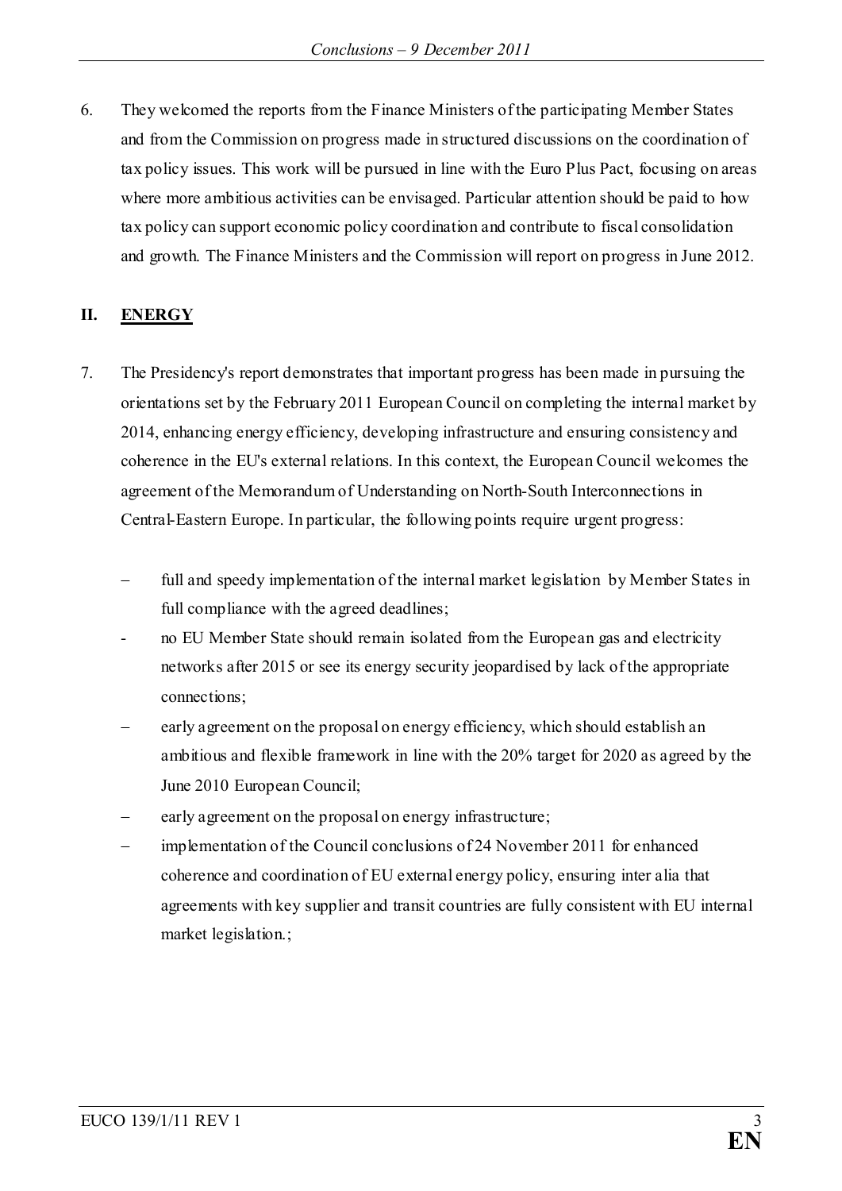6. They welcomed the reports from the Finance Ministers of the participating Member States and from the Commission on progress made in structured discussions on the coordination of tax policy issues. This work will be pursued in line with the Euro Plus Pact, focusing on areas where more ambitious activities can be envisaged. Particular attention should be paid to how tax policy can support economic policy coordination and contribute to fiscal consolidation and growth. The Finance Ministers and the Commission will report on progress in June 2012.

## II. ENERGY

7. The Presidency's report demonstrates that important progress has been made in pursuing the orientations set by the February 2011 European Council on completing the internal market by 2014, enhancing energy efficiency, developing infrastructure and ensuring consistency and coherence in the EU's external relations. In this context, the European Council welcomes the agreement of the Memorandum of Understanding on North-South Interconnections in Central-Eastern Europe. In particular, the following points require urgent progress:

   – full and speedy implementation of the internal market legislation by Member States in full compliance with the agreed deadlines;
   - no EU Member State should remain isolated from the European gas and electricity networks after 2015 or see its energy security jeopardised by lack of the appropriate connections;
   – early agreement on the proposal on energy efficiency, which should establish an ambitious and flexible framework in line with the 20% target for 2020 as agreed by the June 2010 European Council;
   – early agreement on the proposal on energy infrastructure;
   – implementation of the Council conclusions of 24 November 2011 for enhanced coherence and coordination of EU external energy policy, ensuring inter alia that agreements with key supplier and transit countries are fully consistent with EU internal market legislation.;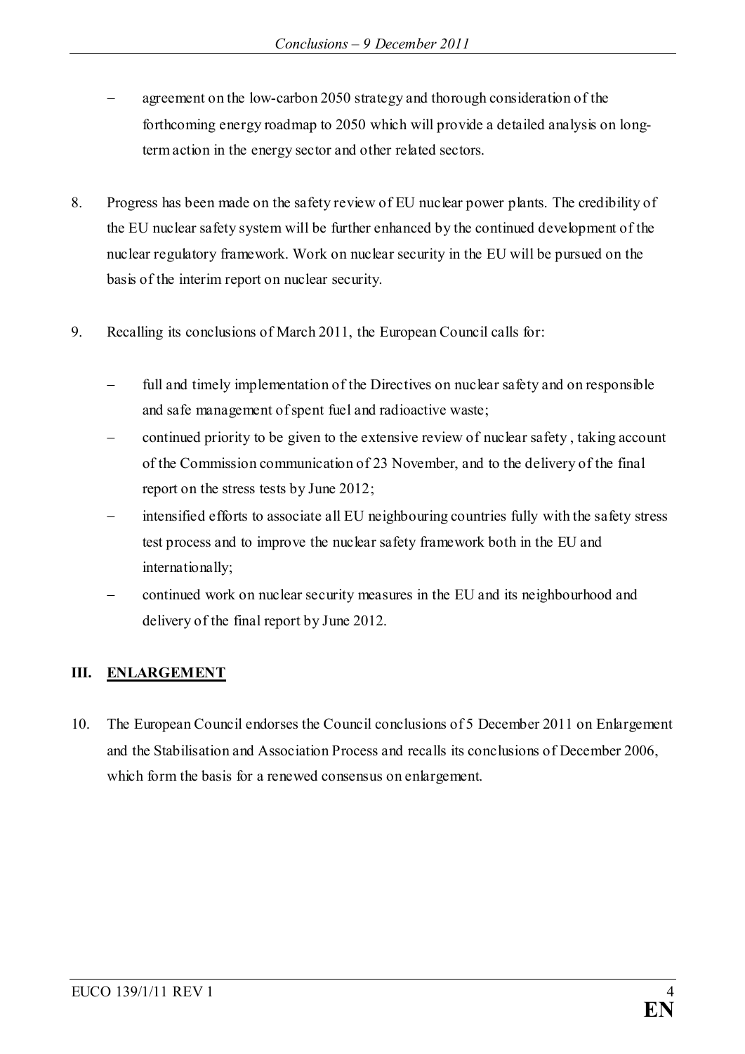- agreement on the low-carbon 2050 strategy and thorough consideration of the forthcoming energy roadmap to 2050 which will provide a detailed analysis on long-term action in the energy sector and other related sectors.

8. Progress has been made on the safety review of EU nuclear power plants. The credibility of the EU nuclear safety system will be further enhanced by the continued development of the nuclear regulatory framework. Work on nuclear security in the EU will be pursued on the basis of the interim report on nuclear security.

9. Recalling its conclusions of March 2011, the European Council calls for:

   - full and timely implementation of the Directives on nuclear safety and on responsible and safe management of spent fuel and radioactive waste;
   - continued priority to be given to the extensive review of nuclear safety , taking account of the Commission communication of 23 November, and to the delivery of the final report on the stress tests by June 2012;
   - intensified efforts to associate all EU neighbouring countries fully with the safety stress test process and to improve the nuclear safety framework both in the EU and internationally;
   - continued work on nuclear security measures in the EU and its neighbourhood and delivery of the final report by June 2012.

## III. ENLARGEMENT

10. The European Council endorses the Council conclusions of 5 December 2011 on Enlargement and the Stabilisation and Association Process and recalls its conclusions of December 2006, which form the basis for a renewed consensus on enlargement.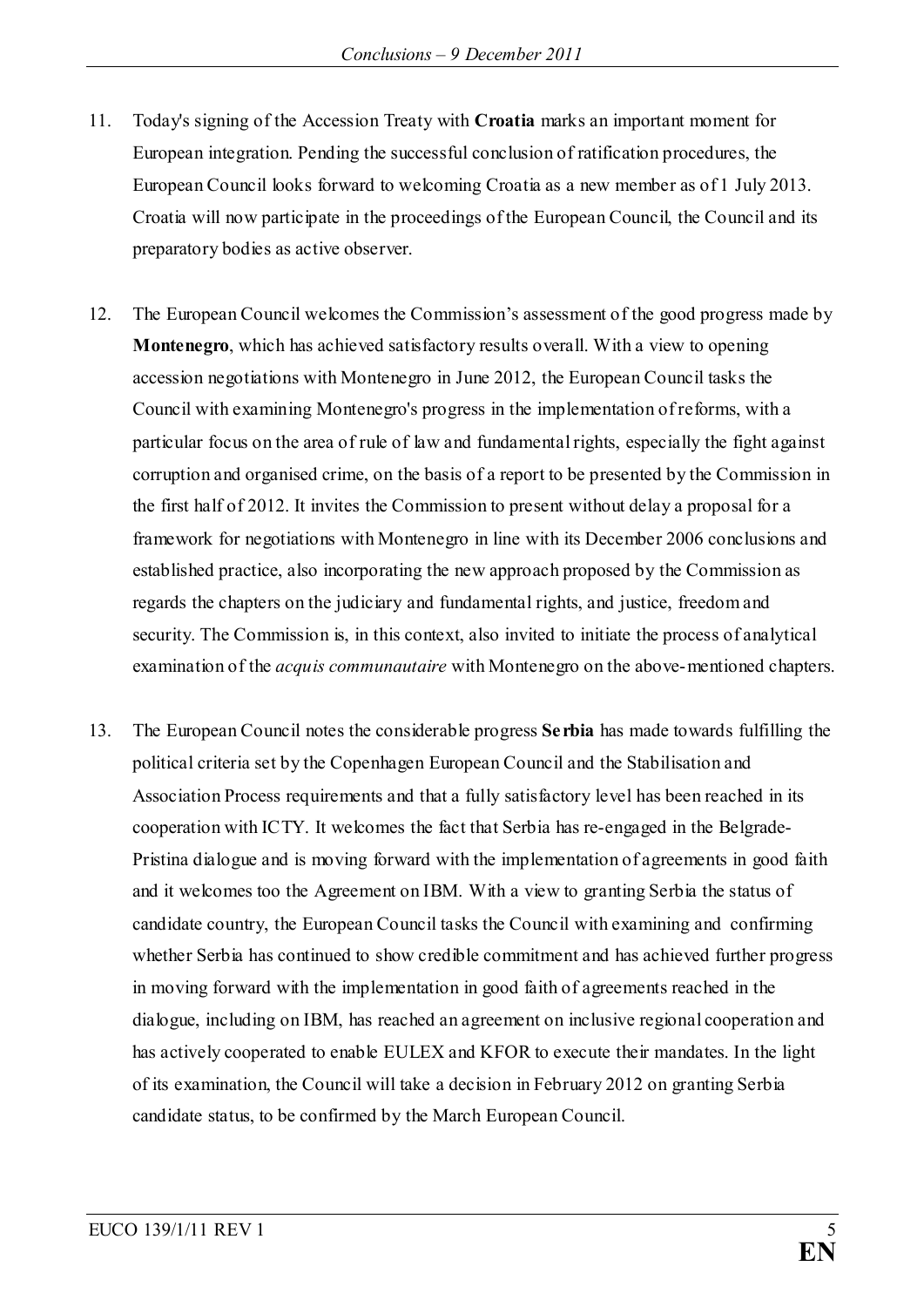11. Today's signing of the Accession Treaty with **Croatia** marks an important moment for European integration. Pending the successful conclusion of ratification procedures, the European Council looks forward to welcoming Croatia as a new member as of 1 July 2013. Croatia will now participate in the proceedings of the European Council, the Council and its preparatory bodies as active observer.

12. The European Council welcomes the Commission's assessment of the good progress made by **Montenegro**, which has achieved satisfactory results overall. With a view to opening accession negotiations with Montenegro in June 2012, the European Council tasks the Council with examining Montenegro's progress in the implementation of reforms, with a particular focus on the area of rule of law and fundamental rights, especially the fight against corruption and organised crime, on the basis of a report to be presented by the Commission in the first half of 2012. It invites the Commission to present without delay a proposal for a framework for negotiations with Montenegro in line with its December 2006 conclusions and established practice, also incorporating the new approach proposed by the Commission as regards the chapters on the judiciary and fundamental rights, and justice, freedom and security. The Commission is, in this context, also invited to initiate the process of analytical examination of the *acquis communautaire* with Montenegro on the above-mentioned chapters.

13. The European Council notes the considerable progress **Serbia** has made towards fulfilling the political criteria set by the Copenhagen European Council and the Stabilisation and Association Process requirements and that a fully satisfactory level has been reached in its cooperation with ICTY. It welcomes the fact that Serbia has re-engaged in the Belgrade-Pristina dialogue and is moving forward with the implementation of agreements in good faith and it welcomes too the Agreement on IBM. With a view to granting Serbia the status of candidate country, the European Council tasks the Council with examining and confirming whether Serbia has continued to show credible commitment and has achieved further progress in moving forward with the implementation in good faith of agreements reached in the dialogue, including on IBM, has reached an agreement on inclusive regional cooperation and has actively cooperated to enable EULEX and KFOR to execute their mandates. In the light of its examination, the Council will take a decision in February 2012 on granting Serbia candidate status, to be confirmed by the March European Council.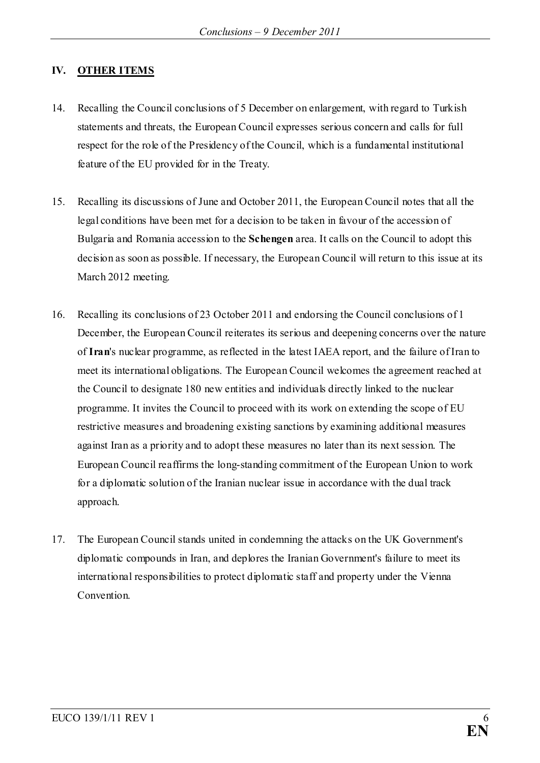## IV. <u>OTHER ITEMS</u>

14. Recalling the Council conclusions of 5 December on enlargement, with regard to Turkish statements and threats, the European Council expresses serious concern and calls for full respect for the role of the Presidency of the Council, which is a fundamental institutional feature of the EU provided for in the Treaty.

15. Recalling its discussions of June and October 2011, the European Council notes that all the legal conditions have been met for a decision to be taken in favour of the accession of Bulgaria and Romania accession to the **Schengen** area. It calls on the Council to adopt this decision as soon as possible. If necessary, the European Council will return to this issue at its March 2012 meeting.

16. Recalling its conclusions of 23 October 2011 and endorsing the Council conclusions of 1 December, the European Council reiterates its serious and deepening concerns over the nature of **Iran**'s nuclear programme, as reflected in the latest IAEA report, and the failure of Iran to meet its international obligations. The European Council welcomes the agreement reached at the Council to designate 180 new entities and individuals directly linked to the nuclear programme. It invites the Council to proceed with its work on extending the scope of EU restrictive measures and broadening existing sanctions by examining additional measures against Iran as a priority and to adopt these measures no later than its next session. The European Council reaffirms the long-standing commitment of the European Union to work for a diplomatic solution of the Iranian nuclear issue in accordance with the dual track approach.

17. The European Council stands united in condemning the attacks on the UK Government's diplomatic compounds in Iran, and deplores the Iranian Government's failure to meet its international responsibilities to protect diplomatic staff and property under the Vienna Convention.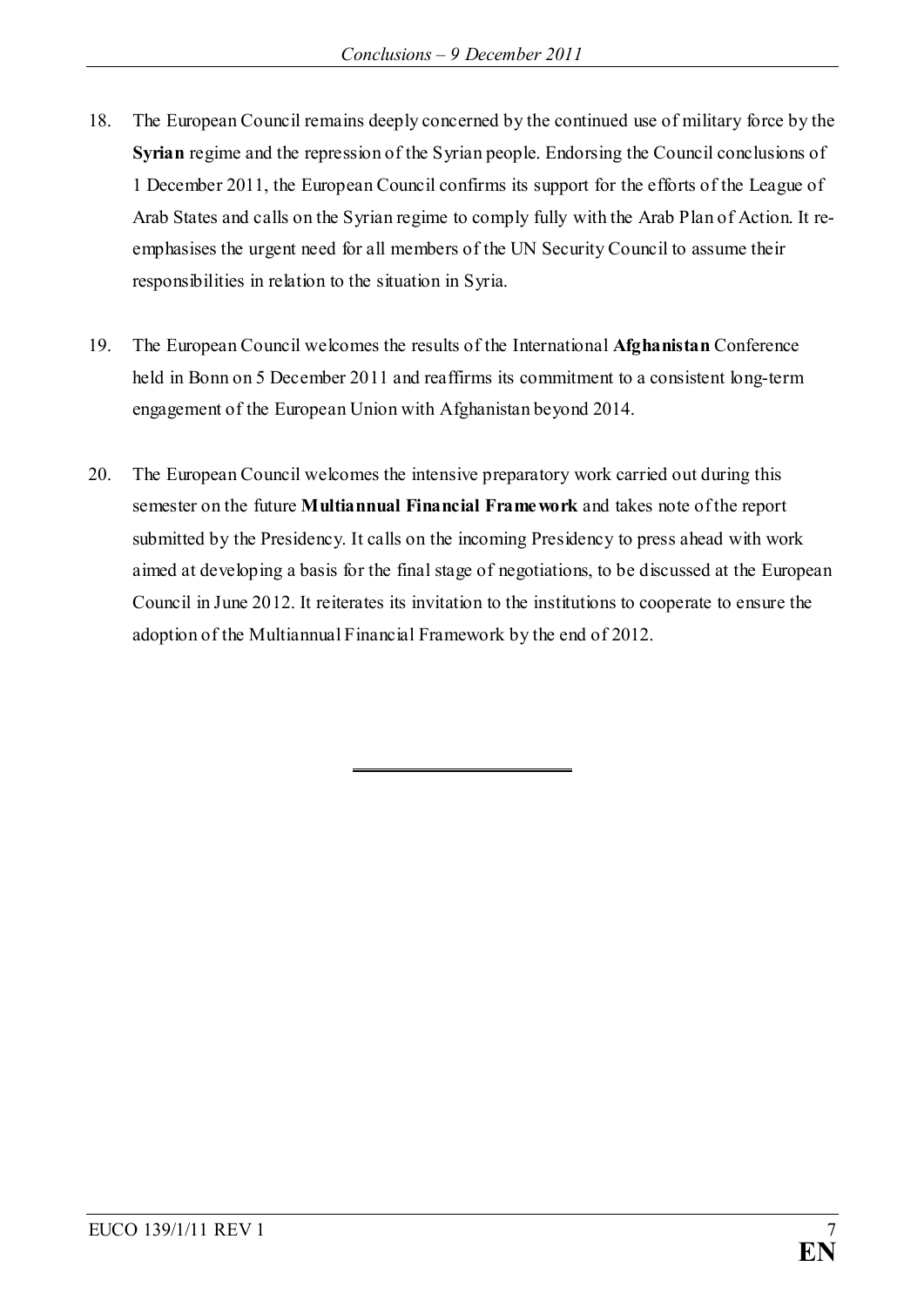18. The European Council remains deeply concerned by the continued use of military force by the **Syrian** regime and the repression of the Syrian people. Endorsing the Council conclusions of 1 December 2011, the European Council confirms its support for the efforts of the League of Arab States and calls on the Syrian regime to comply fully with the Arab Plan of Action. It re-emphasises the urgent need for all members of the UN Security Council to assume their responsibilities in relation to the situation in Syria.

19. The European Council welcomes the results of the International **Afghanistan** Conference held in Bonn on 5 December 2011 and reaffirms its commitment to a consistent long-term engagement of the European Union with Afghanistan beyond 2014.

20. The European Council welcomes the intensive preparatory work carried out during this semester on the future **Multiannual Financial Framework** and takes note of the report submitted by the Presidency. It calls on the incoming Presidency to press ahead with work aimed at developing a basis for the final stage of negotiations, to be discussed at the European Council in June 2012. It reiterates its invitation to the institutions to cooperate to ensure the adoption of the Multiannual Financial Framework by the end of 2012.